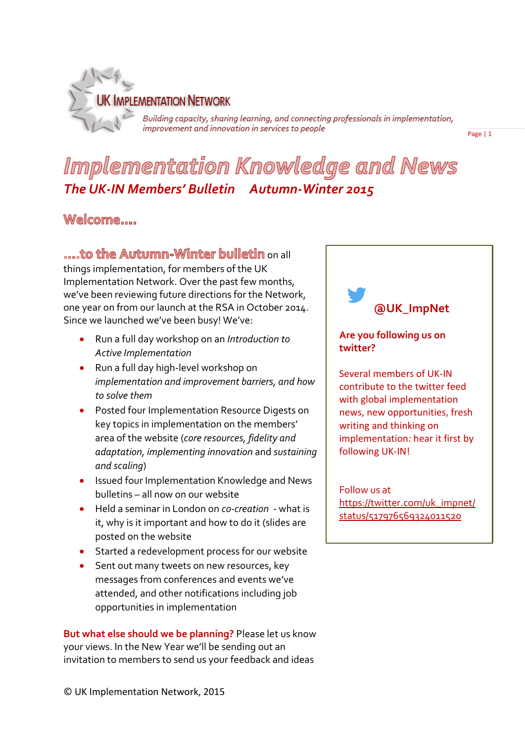UK IMPLEMENTATION NETWORK

*Building capacity, sharing learning, and connecting professionals in implementation, improvement and innovation in services to people*

# Implementation Knowledge and News

## *The UK-IN Members' Bulletin Autumn-Winter 2015*

## Welcome....

**....to the Autumn-Winter bulletin** on all things implementation, for members of the UK Implementation Network. Over the past few months, we've been reviewing future directions for the Network, one year on from our launch at the RSA in October 2014. Since we launched we've been busy! We've:

- Run a full day workshop on an *Introduction to Active Implementation*
- Run a full day high-level workshop on *implementation and improvement barriers, and how to solve them*
- Posted four Implementation Resource Digests on key topics in implementation on the members' area of the website (*core resources, fidelity and adaptation, implementing innovation* and *sustaining and scaling*)
- Issued four Implementation Knowledge and News bulletins – all now on our website
- Held a seminar in London on *co-creation* - what is it, why is it important and how to do it (slides are posted on the website
- Started a redevelopment process for our website
- Sent out many tweets on new resources, key messages from conferences and events we've attended, and other notifications including job opportunities in implementation

**But what else should we be planning?** Please let us know your views. In the New Year we'll be sending out an invitation to members to send us your feedback and ideas

**@UK_ImpNet**

**Are you following us on twitter?**

Several members of UK-IN contribute to the twitter feed with global implementation news, new opportunities, fresh writing and thinking on implementation: hear it first by following UK-IN!

Follow us at https://twitter.com/uk_impnet/status/517976569324011520

© UK Implementation Network, 2015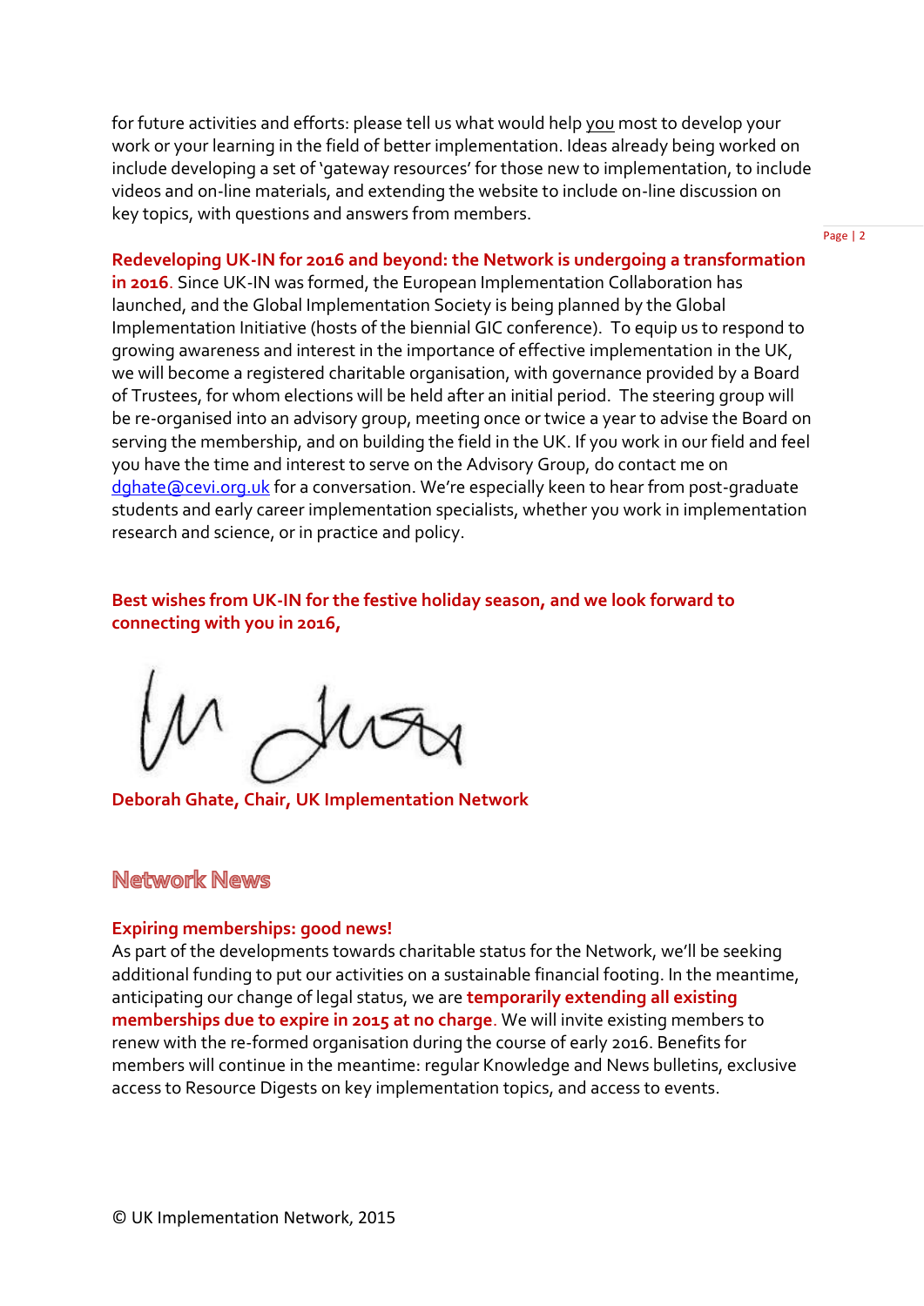for future activities and efforts: please tell us what would help you most to develop your work or your learning in the field of better implementation. Ideas already being worked on include developing a set of 'gateway resources' for those new to implementation, to include videos and on-line materials, and extending the website to include on-line discussion on key topics, with questions and answers from members.

**Redeveloping UK-IN for 2016 and beyond: the Network is undergoing a transformation in 2016.** Since UK-IN was formed, the European Implementation Collaboration has launched, and the Global Implementation Society is being planned by the Global Implementation Initiative (hosts of the biennial GIC conference). To equip us to respond to growing awareness and interest in the importance of effective implementation in the UK, we will become a registered charitable organisation, with governance provided by a Board of Trustees, for whom elections will be held after an initial period. The steering group will be re-organised into an advisory group, meeting once or twice a year to advise the Board on serving the membership, and on building the field in the UK. If you work in our field and feel you have the time and interest to serve on the Advisory Group, do contact me on dghate@cevi.org.uk for a conversation. We're especially keen to hear from post-graduate students and early career implementation specialists, whether you work in implementation research and science, or in practice and policy.

**Best wishes from UK-IN for the festive holiday season, and we look forward to connecting with you in 2016,**

**Deborah Ghate, Chair, UK Implementation Network**

## Network News

**Expiring memberships: good news!**

As part of the developments towards charitable status for the Network, we'll be seeking additional funding to put our activities on a sustainable financial footing. In the meantime, anticipating our change of legal status, we are **temporarily extending all existing memberships due to expire in 2015 at no charge**. We will invite existing members to renew with the re-formed organisation during the course of early 2016. Benefits for members will continue in the meantime: regular Knowledge and News bulletins, exclusive access to Resource Digests on key implementation topics, and access to events.

© UK Implementation Network, 2015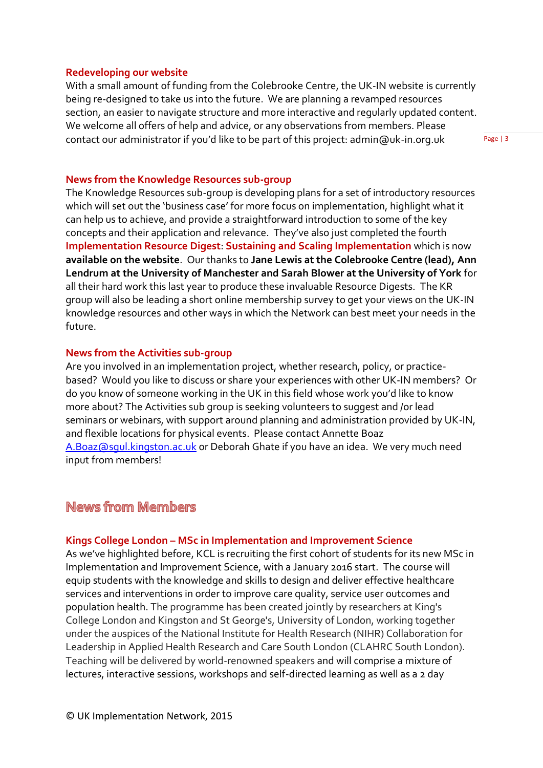### Redeveloping our website

With a small amount of funding from the Colebrooke Centre, the UK-IN website is currently being re-designed to take us into the future. We are planning a revamped resources section, an easier to navigate structure and more interactive and regularly updated content. We welcome all offers of help and advice, or any observations from members. Please contact our administrator if you'd like to be part of this project: admin@uk-in.org.uk

### News from the Knowledge Resources sub-group

The Knowledge Resources sub-group is developing plans for a set of introductory resources which will set out the 'business case' for more focus on implementation, highlight what it can help us to achieve, and provide a straightforward introduction to some of the key concepts and their application and relevance. They've also just completed the fourth **Implementation Resource Digest**: **Sustaining and Scaling Implementation** which is now **available on the website**. Our thanks to **Jane Lewis at the Colebrooke Centre (lead), Ann Lendrum at the University of Manchester and Sarah Blower at the University of York** for all their hard work this last year to produce these invaluable Resource Digests. The KR group will also be leading a short online membership survey to get your views on the UK-IN knowledge resources and other ways in which the Network can best meet your needs in the future.

### News from the Activities sub-group

Are you involved in an implementation project, whether research, policy, or practice-based? Would you like to discuss or share your experiences with other UK-IN members? Or do you know of someone working in the UK in this field whose work you'd like to know more about? The Activities sub group is seeking volunteers to suggest and /or lead seminars or webinars, with support around planning and administration provided by UK-IN, and flexible locations for physical events. Please contact Annette Boaz A.Boaz@sgul.kingston.ac.uk or Deborah Ghate if you have an idea. We very much need input from members!

## News from Members

### Kings College London – MSc in Implementation and Improvement Science

As we've highlighted before, KCL is recruiting the first cohort of students for its new MSc in Implementation and Improvement Science, with a January 2016 start. The course will equip students with the knowledge and skills to design and deliver effective healthcare services and interventions in order to improve care quality, service user outcomes and population health. The programme has been created jointly by researchers at King's College London and Kingston and St George's, University of London, working together under the auspices of the National Institute for Health Research (NIHR) Collaboration for Leadership in Applied Health Research and Care South London (CLAHRC South London). Teaching will be delivered by world-renowned speakers and will comprise a mixture of lectures, interactive sessions, workshops and self-directed learning as well as a 2 day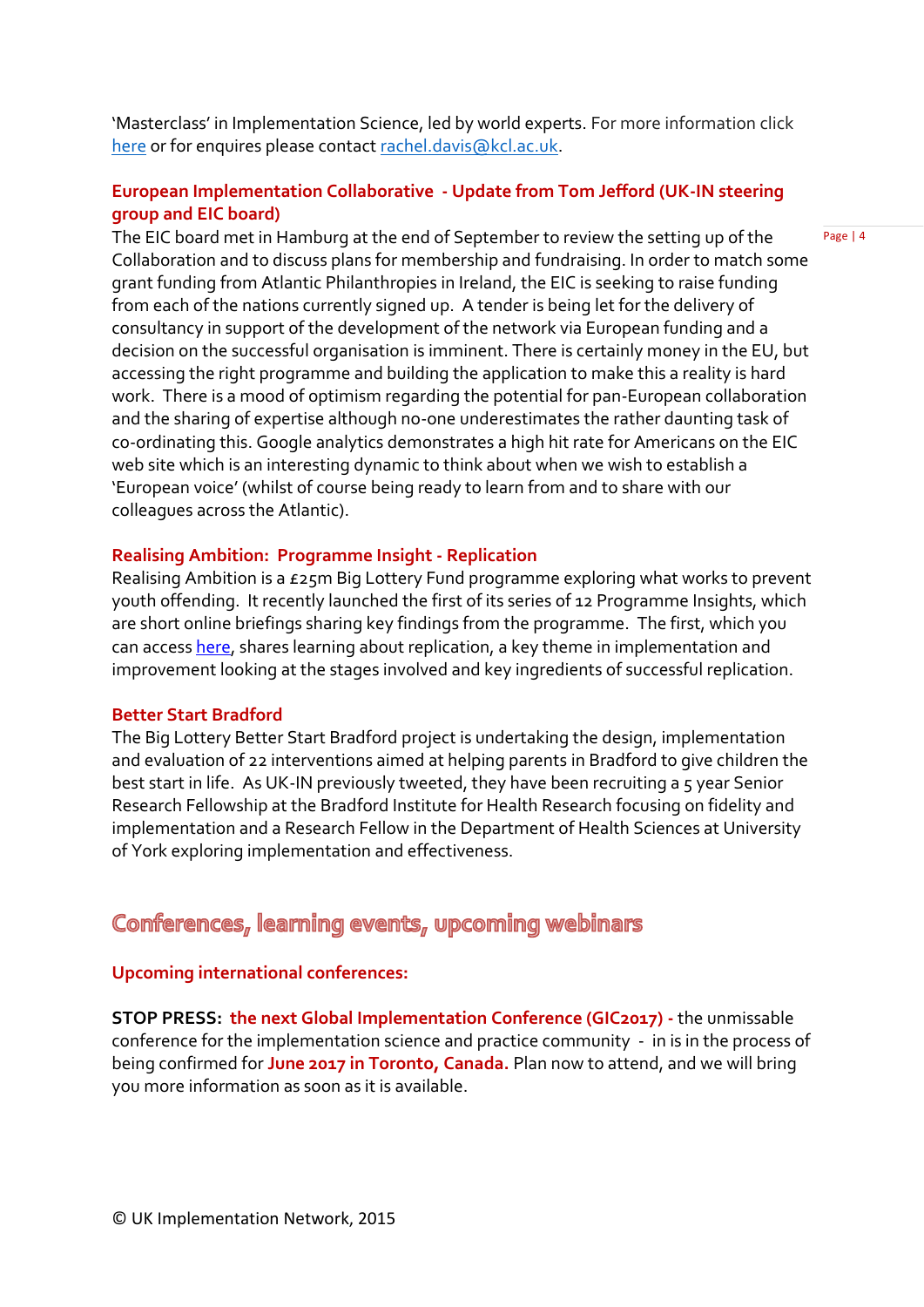'Masterclass' in Implementation Science, led by world experts. For more information click here or for enquires please contact rachel.davis@kcl.ac.uk.

**European Implementation Collaborative - Update from Tom Jefford (UK-IN steering group and EIC board)**

The EIC board met in Hamburg at the end of September to review the setting up of the Collaboration and to discuss plans for membership and fundraising. In order to match some grant funding from Atlantic Philanthropies in Ireland, the EIC is seeking to raise funding from each of the nations currently signed up. A tender is being let for the delivery of consultancy in support of the development of the network via European funding and a decision on the successful organisation is imminent. There is certainly money in the EU, but accessing the right programme and building the application to make this a reality is hard work. There is a mood of optimism regarding the potential for pan-European collaboration and the sharing of expertise although no-one underestimates the rather daunting task of co-ordinating this. Google analytics demonstrates a high hit rate for Americans on the EIC web site which is an interesting dynamic to think about when we wish to establish a 'European voice' (whilst of course being ready to learn from and to share with our colleagues across the Atlantic).

**Realising Ambition: Programme Insight - Replication**

Realising Ambition is a £25m Big Lottery Fund programme exploring what works to prevent youth offending. It recently launched the first of its series of 12 Programme Insights, which are short online briefings sharing key findings from the programme. The first, which you can access here, shares learning about replication, a key theme in implementation and improvement looking at the stages involved and key ingredients of successful replication.

**Better Start Bradford**

The Big Lottery Better Start Bradford project is undertaking the design, implementation and evaluation of 22 interventions aimed at helping parents in Bradford to give children the best start in life. As UK-IN previously tweeted, they have been recruiting a 5 year Senior Research Fellowship at the Bradford Institute for Health Research focusing on fidelity and implementation and a Research Fellow in the Department of Health Sciences at University of York exploring implementation and effectiveness.

## Conferences, learning events, upcoming webinars

**Upcoming international conferences:**

**STOP PRESS: the next Global Implementation Conference (GIC2017) -** the unmissable conference for the implementation science and practice community - in is in the process of being confirmed for **June 2017 in Toronto, Canada.** Plan now to attend, and we will bring you more information as soon as it is available.

© UK Implementation Network, 2015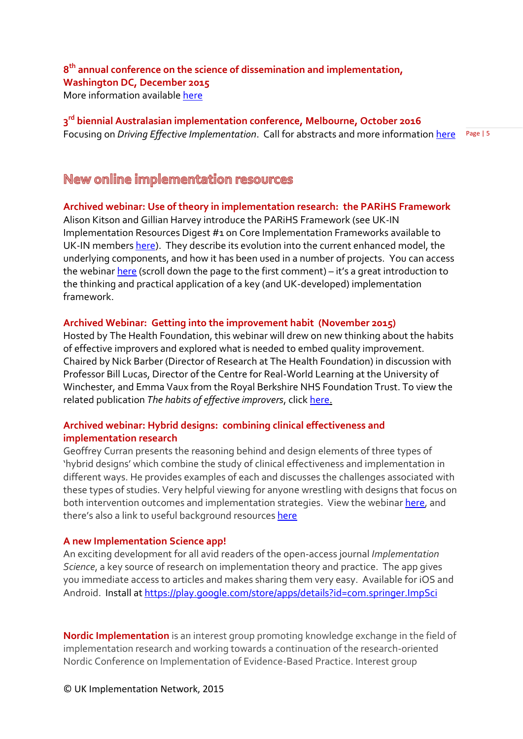**8th annual conference on the science of dissemination and implementation, Washington DC, December 2015**
More information available here

**3rd biennial Australasian implementation conference, Melbourne, October 2016**
Focusing on *Driving Effective Implementation*. Call for abstracts and more information here

## New online implementation resources

**Archived webinar: Use of theory in implementation research: the PARiHS Framework**
Alison Kitson and Gillian Harvey introduce the PARiHS Framework (see UK-IN Implementation Resources Digest #1 on Core Implementation Frameworks available to UK-IN members here). They describe its evolution into the current enhanced model, the underlying components, and how it has been used in a number of projects. You can access the webinar here (scroll down the page to the first comment) – it's a great introduction to the thinking and practical application of a key (and UK-developed) implementation framework.

**Archived Webinar: Getting into the improvement habit (November 2015)**
Hosted by The Health Foundation, this webinar will drew on new thinking about the habits of effective improvers and explored what is needed to embed quality improvement. Chaired by Nick Barber (Director of Research at The Health Foundation) in discussion with Professor Bill Lucas, Director of the Centre for Real-World Learning at the University of Winchester, and Emma Vaux from the Royal Berkshire NHS Foundation Trust. To view the related publication *The habits of effective improvers*, click here.

**Archived webinar: Hybrid designs: combining clinical effectiveness and implementation research**
Geoffrey Curran presents the reasoning behind and design elements of three types of 'hybrid designs' which combine the study of clinical effectiveness and implementation in different ways. He provides examples of each and discusses the challenges associated with these types of studies. Very helpful viewing for anyone wrestling with designs that focus on both intervention outcomes and implementation strategies. View the webinar here, and there's also a link to useful background resources here

**A new Implementation Science app!**
An exciting development for all avid readers of the open-access journal *Implementation Science*, a key source of research on implementation theory and practice. The app gives you immediate access to articles and makes sharing them very easy. Available for iOS and Android. Install at https://play.google.com/store/apps/details?id=com.springer.ImpSci

**Nordic Implementation** is an interest group promoting knowledge exchange in the field of implementation research and working towards a continuation of the research-oriented Nordic Conference on Implementation of Evidence-Based Practice. Interest group

© UK Implementation Network, 2015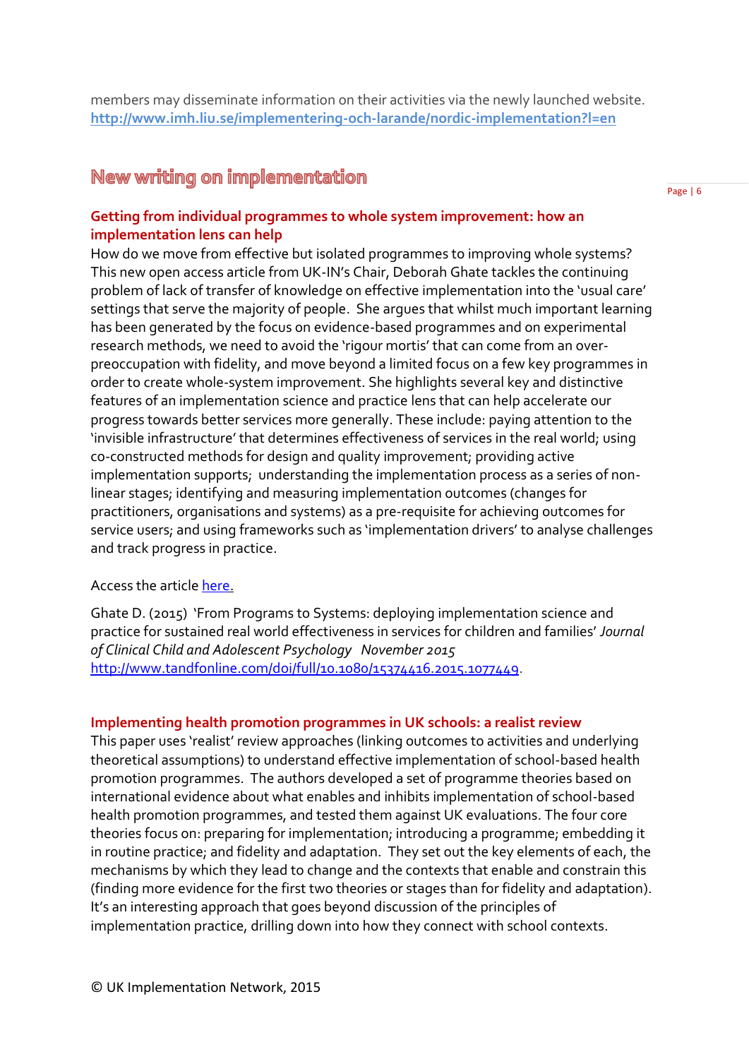members may disseminate information on their activities via the newly launched website. http://www.imh.liu.se/implementering-och-larande/nordic-implementation?l=en

## New writing on implementation

### Getting from individual programmes to whole system improvement: how an implementation lens can help

How do we move from effective but isolated programmes to improving whole systems? This new open access article from UK-IN's Chair, Deborah Ghate tackles the continuing problem of lack of transfer of knowledge on effective implementation into the 'usual care' settings that serve the majority of people. She argues that whilst much important learning has been generated by the focus on evidence-based programmes and on experimental research methods, we need to avoid the 'rigour mortis' that can come from an over-preoccupation with fidelity, and move beyond a limited focus on a few key programmes in order to create whole-system improvement. She highlights several key and distinctive features of an implementation science and practice lens that can help accelerate our progress towards better services more generally. These include: paying attention to the 'invisible infrastructure' that determines effectiveness of services in the real world; using co-constructed methods for design and quality improvement; providing active implementation supports; understanding the implementation process as a series of non-linear stages; identifying and measuring implementation outcomes (changes for practitioners, organisations and systems) as a pre-requisite for achieving outcomes for service users; and using frameworks such as 'implementation drivers' to analyse challenges and track progress in practice.

Access the article here.

Ghate D. (2015) 'From Programs to Systems: deploying implementation science and practice for sustained real world effectiveness in services for children and families' *Journal of Clinical Child and Adolescent Psychology November 2015* http://www.tandfonline.com/doi/full/10.1080/15374416.2015.1077449.

### Implementing health promotion programmes in UK schools: a realist review

This paper uses 'realist' review approaches (linking outcomes to activities and underlying theoretical assumptions) to understand effective implementation of school-based health promotion programmes. The authors developed a set of programme theories based on international evidence about what enables and inhibits implementation of school-based health promotion programmes, and tested them against UK evaluations. The four core theories focus on: preparing for implementation; introducing a programme; embedding it in routine practice; and fidelity and adaptation. They set out the key elements of each, the mechanisms by which they lead to change and the contexts that enable and constrain this (finding more evidence for the first two theories or stages than for fidelity and adaptation). It's an interesting approach that goes beyond discussion of the principles of implementation practice, drilling down into how they connect with school contexts.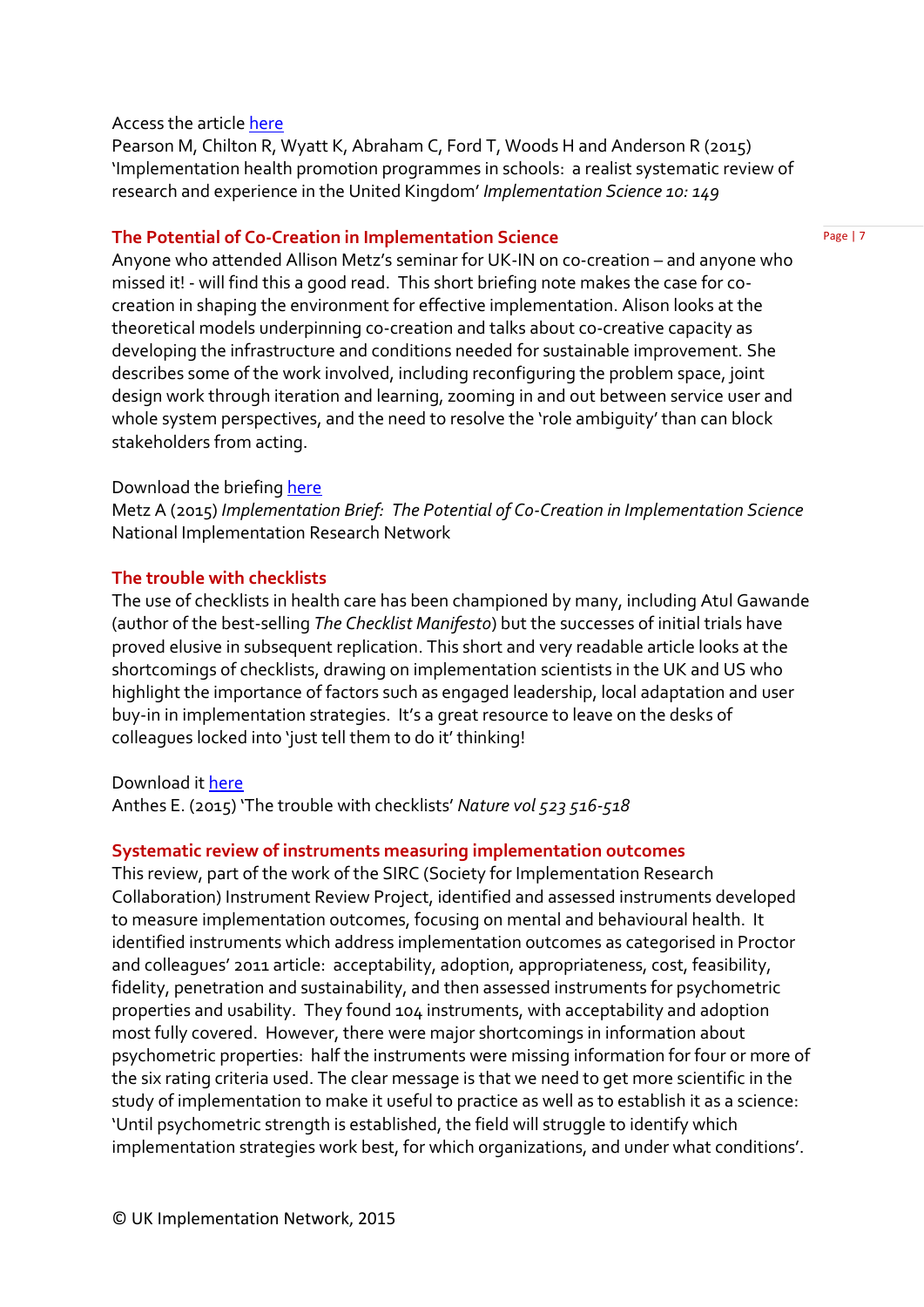Access the article here

Pearson M, Chilton R, Wyatt K, Abraham C, Ford T, Woods H and Anderson R (2015) 'Implementation health promotion programmes in schools: a realist systematic review of research and experience in the United Kingdom' *Implementation Science 10: 149*

## The Potential of Co-Creation in Implementation Science

Anyone who attended Allison Metz's seminar for UK-IN on co-creation – and anyone who missed it! - will find this a good read. This short briefing note makes the case for co-creation in shaping the environment for effective implementation. Alison looks at the theoretical models underpinning co-creation and talks about co-creative capacity as developing the infrastructure and conditions needed for sustainable improvement. She describes some of the work involved, including reconfiguring the problem space, joint design work through iteration and learning, zooming in and out between service user and whole system perspectives, and the need to resolve the 'role ambiguity' than can block stakeholders from acting.

Download the briefing here

Metz A (2015) *Implementation Brief: The Potential of Co-Creation in Implementation Science* National Implementation Research Network

## The trouble with checklists

The use of checklists in health care has been championed by many, including Atul Gawande (author of the best-selling *The Checklist Manifesto*) but the successes of initial trials have proved elusive in subsequent replication. This short and very readable article looks at the shortcomings of checklists, drawing on implementation scientists in the UK and US who highlight the importance of factors such as engaged leadership, local adaptation and user buy-in in implementation strategies. It's a great resource to leave on the desks of colleagues locked into 'just tell them to do it' thinking!

Download it here

Anthes E. (2015) 'The trouble with checklists' *Nature vol 523 516-518*

## Systematic review of instruments measuring implementation outcomes

This review, part of the work of the SIRC (Society for Implementation Research Collaboration) Instrument Review Project, identified and assessed instruments developed to measure implementation outcomes, focusing on mental and behavioural health. It identified instruments which address implementation outcomes as categorised in Proctor and colleagues' 2011 article: acceptability, adoption, appropriateness, cost, feasibility, fidelity, penetration and sustainability, and then assessed instruments for psychometric properties and usability. They found 104 instruments, with acceptability and adoption most fully covered. However, there were major shortcomings in information about psychometric properties: half the instruments were missing information for four or more of the six rating criteria used. The clear message is that we need to get more scientific in the study of implementation to make it useful to practice as well as to establish it as a science: 'Until psychometric strength is established, the field will struggle to identify which implementation strategies work best, for which organizations, and under what conditions'.

© UK Implementation Network, 2015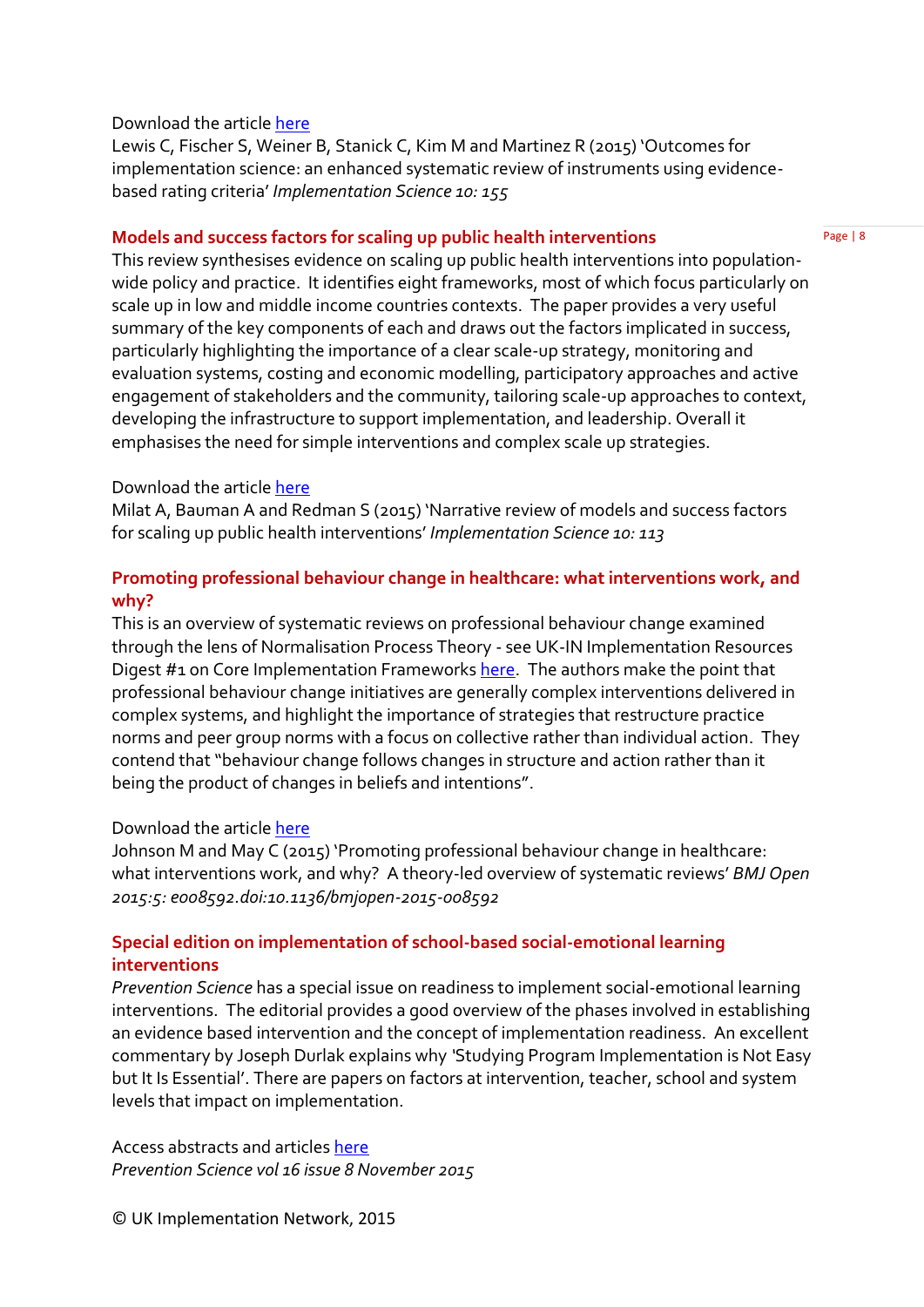Download the article here
Lewis C, Fischer S, Weiner B, Stanick C, Kim M and Martinez R (2015) 'Outcomes for implementation science: an enhanced systematic review of instruments using evidence-based rating criteria' *Implementation Science 10: 155*

### Models and success factors for scaling up public health interventions

This review synthesises evidence on scaling up public health interventions into population-wide policy and practice. It identifies eight frameworks, most of which focus particularly on scale up in low and middle income countries contexts. The paper provides a very useful summary of the key components of each and draws out the factors implicated in success, particularly highlighting the importance of a clear scale-up strategy, monitoring and evaluation systems, costing and economic modelling, participatory approaches and active engagement of stakeholders and the community, tailoring scale-up approaches to context, developing the infrastructure to support implementation, and leadership. Overall it emphasises the need for simple interventions and complex scale up strategies.

Download the article here
Milat A, Bauman A and Redman S (2015) 'Narrative review of models and success factors for scaling up public health interventions' *Implementation Science 10: 113*

### Promoting professional behaviour change in healthcare: what interventions work, and why?

This is an overview of systematic reviews on professional behaviour change examined through the lens of Normalisation Process Theory - see UK-IN Implementation Resources Digest #1 on Core Implementation Frameworks here. The authors make the point that professional behaviour change initiatives are generally complex interventions delivered in complex systems, and highlight the importance of strategies that restructure practice norms and peer group norms with a focus on collective rather than individual action. They contend that "behaviour change follows changes in structure and action rather than it being the product of changes in beliefs and intentions".

Download the article here
Johnson M and May C (2015) 'Promoting professional behaviour change in healthcare: what interventions work, and why? A theory-led overview of systematic reviews' *BMJ Open 2015:5: e008592.doi:10.1136/bmjopen-2015-008592*

### Special edition on implementation of school-based social-emotional learning interventions

*Prevention Science* has a special issue on readiness to implement social-emotional learning interventions. The editorial provides a good overview of the phases involved in establishing an evidence based intervention and the concept of implementation readiness. An excellent commentary by Joseph Durlak explains why 'Studying Program Implementation is Not Easy but It Is Essential'. There are papers on factors at intervention, teacher, school and system levels that impact on implementation.

Access abstracts and articles here
*Prevention Science vol 16 issue 8 November 2015*

© UK Implementation Network, 2015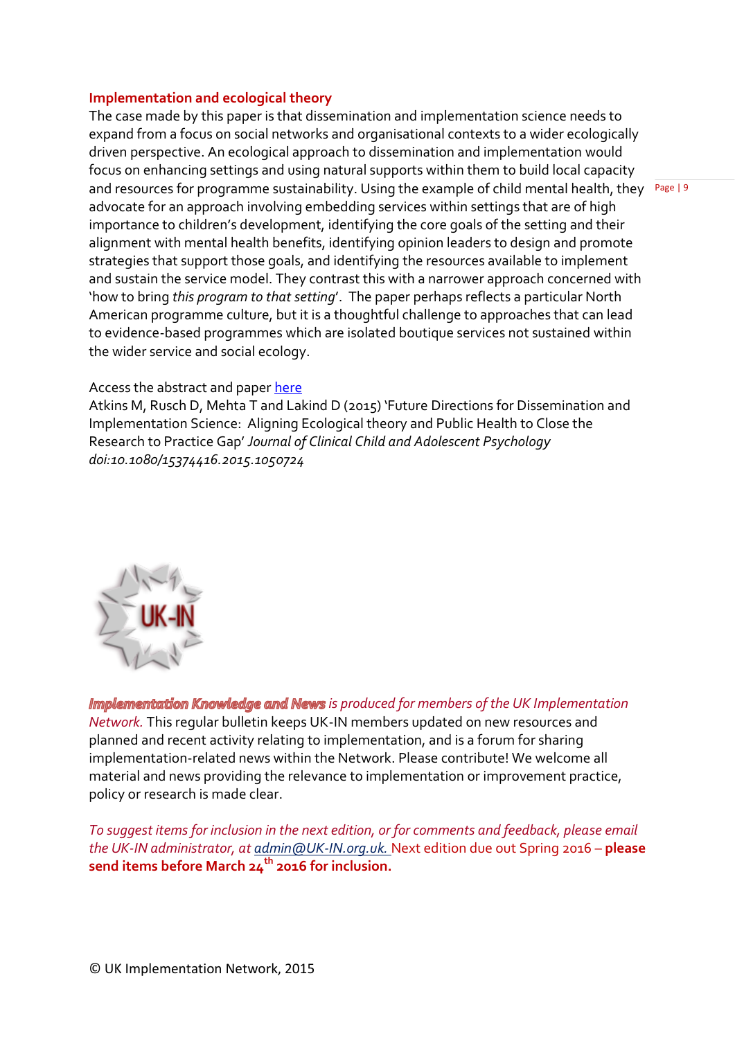## Implementation and ecological theory

The case made by this paper is that dissemination and implementation science needs to expand from a focus on social networks and organisational contexts to a wider ecologically driven perspective. An ecological approach to dissemination and implementation would focus on enhancing settings and using natural supports within them to build local capacity and resources for programme sustainability. Using the example of child mental health, they advocate for an approach involving embedding services within settings that are of high importance to children's development, identifying the core goals of the setting and their alignment with mental health benefits, identifying opinion leaders to design and promote strategies that support those goals, and identifying the resources available to implement and sustain the service model. They contrast this with a narrower approach concerned with 'how to bring *this program to that setting*'. The paper perhaps reflects a particular North American programme culture, but it is a thoughtful challenge to approaches that can lead to evidence-based programmes which are isolated boutique services not sustained within the wider service and social ecology.

Access the abstract and paper here

Atkins M, Rusch D, Mehta T and Lakind D (2015) 'Future Directions for Dissemination and Implementation Science: Aligning Ecological theory and Public Health to Close the Research to Practice Gap' *Journal of Clinical Child and Adolescent Psychology doi:10.1080/15374416.2015.1050724*

UK-IN

***Implementation Knowledge and News*** *is produced for members of the UK Implementation Network.* This regular bulletin keeps UK-IN members updated on new resources and planned and recent activity relating to implementation, and is a forum for sharing implementation-related news within the Network. Please contribute! We welcome all material and news providing the relevance to implementation or improvement practice, policy or research is made clear.

*To suggest items for inclusion in the next edition, or for comments and feedback, please email the UK-IN administrator, at admin@UK-IN.org.uk.* Next edition due out Spring 2016 – **please send items before March 24th 2016 for inclusion.**

© UK Implementation Network, 2015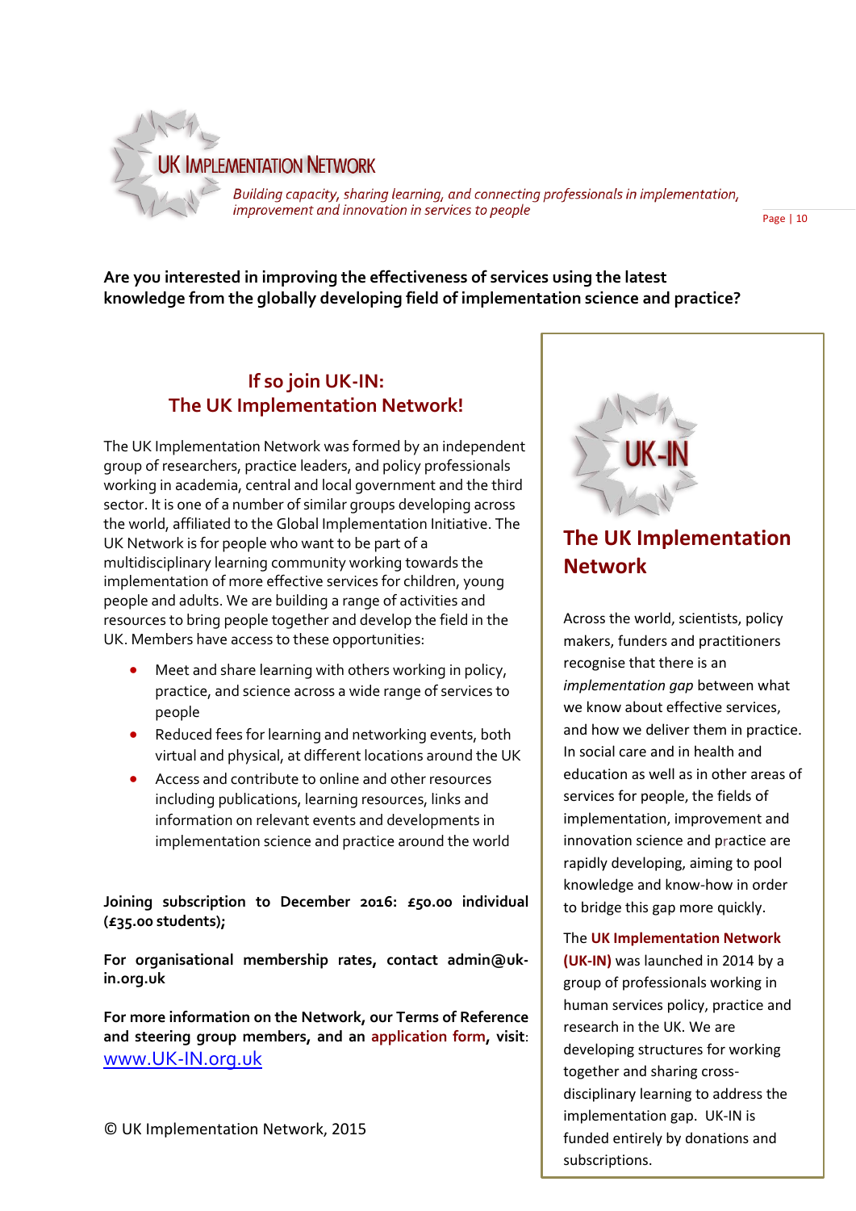UK IMPLEMENTATION NETWORK

*Building capacity, sharing learning, and connecting professionals in implementation, improvement and innovation in services to people*

**Are you interested in improving the effectiveness of services using the latest knowledge from the globally developing field of implementation science and practice?**

## If so join UK-IN: The UK Implementation Network!

The UK Implementation Network was formed by an independent group of researchers, practice leaders, and policy professionals working in academia, central and local government and the third sector. It is one of a number of similar groups developing across the world, affiliated to the Global Implementation Initiative. The UK Network is for people who want to be part of a multidisciplinary learning community working towards the implementation of more effective services for children, young people and adults. We are building a range of activities and resources to bring people together and develop the field in the UK. Members have access to these opportunities:

- Meet and share learning with others working in policy, practice, and science across a wide range of services to people
- Reduced fees for learning and networking events, both virtual and physical, at different locations around the UK
- Access and contribute to online and other resources including publications, learning resources, links and information on relevant events and developments in implementation science and practice around the world

**Joining subscription to December 2016: £50.00 individual (£35.00 students);**

**For organisational membership rates, contact admin@uk-in.org.uk**

**For more information on the Network, our Terms of Reference and steering group members, and an application form, visit:** [www.UK-IN.org.uk](www.UK-IN.org.uk)

© UK Implementation Network, 2015

UK-IN

## The UK Implementation Network

Across the world, scientists, policy makers, funders and practitioners recognise that there is an *implementation gap* between what we know about effective services, and how we deliver them in practice. In social care and in health and education as well as in other areas of services for people, the fields of implementation, improvement and innovation science and practice are rapidly developing, aiming to pool knowledge and know-how in order to bridge this gap more quickly.

The **UK Implementation Network (UK-IN)** was launched in 2014 by a group of professionals working in human services policy, practice and research in the UK. We are developing structures for working together and sharing cross-disciplinary learning to address the implementation gap. UK-IN is funded entirely by donations and subscriptions.